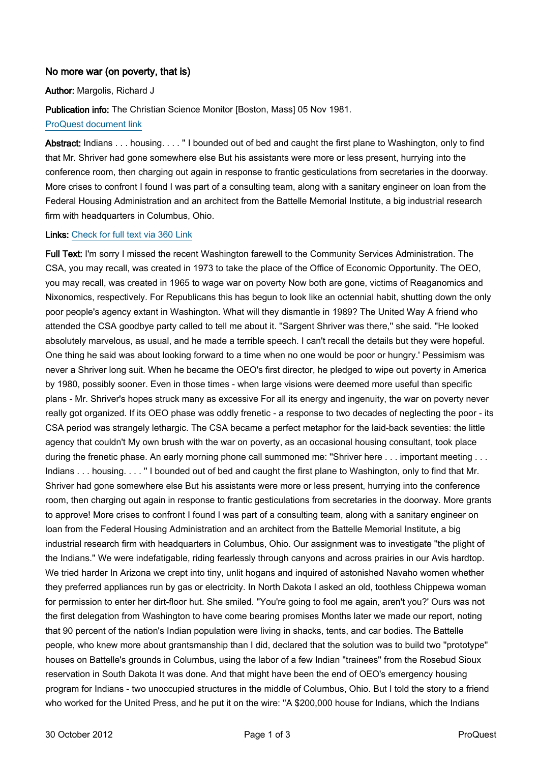## No more war (on poverty, that is)

**Author:** Margolis, Richard J

**Publication info:** The Christian Science Monitor [Boston, Mass] 05 Nov 1981.

ProQuest document link

**Abstract:** Indians . . . housing. . . . " I bounded out of bed and caught the first plane to Washington, only to find that Mr. Shriver had gone somewhere else But his assistants were more or less present, hurrying into the conference room, then charging out again in response to frantic gesticulations from secretaries in the doorway. More crises to confront I found I was part of a consulting team, along with a sanitary engineer on loan from the Federal Housing Administration and an architect from the Battelle Memorial Institute, a big industrial research firm with headquarters in Columbus, Ohio.

**Links:** Check for full text via 360 Link

**Full Text:** I'm sorry I missed the recent Washington farewell to the Community Services Administration. The CSA, you may recall, was created in 1973 to take the place of the Office of Economic Opportunity. The OEO, you may recall, was created in 1965 to wage war on poverty Now both are gone, victims of Reaganomics and Nixonomics, respectively. For Republicans this has begun to look like an octennial habit, shutting down the only poor people's agency extant in Washington. What will they dismantle in 1989? The United Way A friend who attended the CSA goodbye party called to tell me about it. "Sargent Shriver was there," she said. "He looked absolutely marvelous, as usual, and he made a terrible speech. I can't recall the details but they were hopeful. One thing he said was about looking forward to a time when no one would be poor or hungry.' Pessimism was never a Shriver long suit. When he became the OEO's first director, he pledged to wipe out poverty in America by 1980, possibly sooner. Even in those times - when large visions were deemed more useful than specific plans - Mr. Shriver's hopes struck many as excessive For all its energy and ingenuity, the war on poverty never really got organized. If its OEO phase was oddly frenetic - a response to two decades of neglecting the poor - its CSA period was strangely lethargic. The CSA became a perfect metaphor for the laid-back seventies: the little agency that couldn't My own brush with the war on poverty, as an occasional housing consultant, took place during the frenetic phase. An early morning phone call summoned me: "Shriver here . . . important meeting . . . Indians . . . housing. . . . " I bounded out of bed and caught the first plane to Washington, only to find that Mr. Shriver had gone somewhere else But his assistants were more or less present, hurrying into the conference room, then charging out again in response to frantic gesticulations from secretaries in the doorway. More grants to approve! More crises to confront I found I was part of a consulting team, along with a sanitary engineer on loan from the Federal Housing Administration and an architect from the Battelle Memorial Institute, a big industrial research firm with headquarters in Columbus, Ohio. Our assignment was to investigate "the plight of the Indians." We were indefatigable, riding fearlessly through canyons and across prairies in our Avis hardtop. We tried harder In Arizona we crept into tiny, unlit hogans and inquired of astonished Navaho women whether they preferred appliances run by gas or electricity. In North Dakota I asked an old, toothless Chippewa woman for permission to enter her dirt-floor hut. She smiled. "You're going to fool me again, aren't you?' Ours was not the first delegation from Washington to have come bearing promises Months later we made our report, noting that 90 percent of the nation's Indian population were living in shacks, tents, and car bodies. The Battelle people, who knew more about grantsmanship than I did, declared that the solution was to build two "prototype" houses on Battelle's grounds in Columbus, using the labor of a few Indian "trainees" from the Rosebud Sioux reservation in South Dakota It was done. And that might have been the end of OEO's emergency housing program for Indians - two unoccupied structures in the middle of Columbus, Ohio. But I told the story to a friend who worked for the United Press, and he put it on the wire: "A $200,000 house for Indians, which the Indians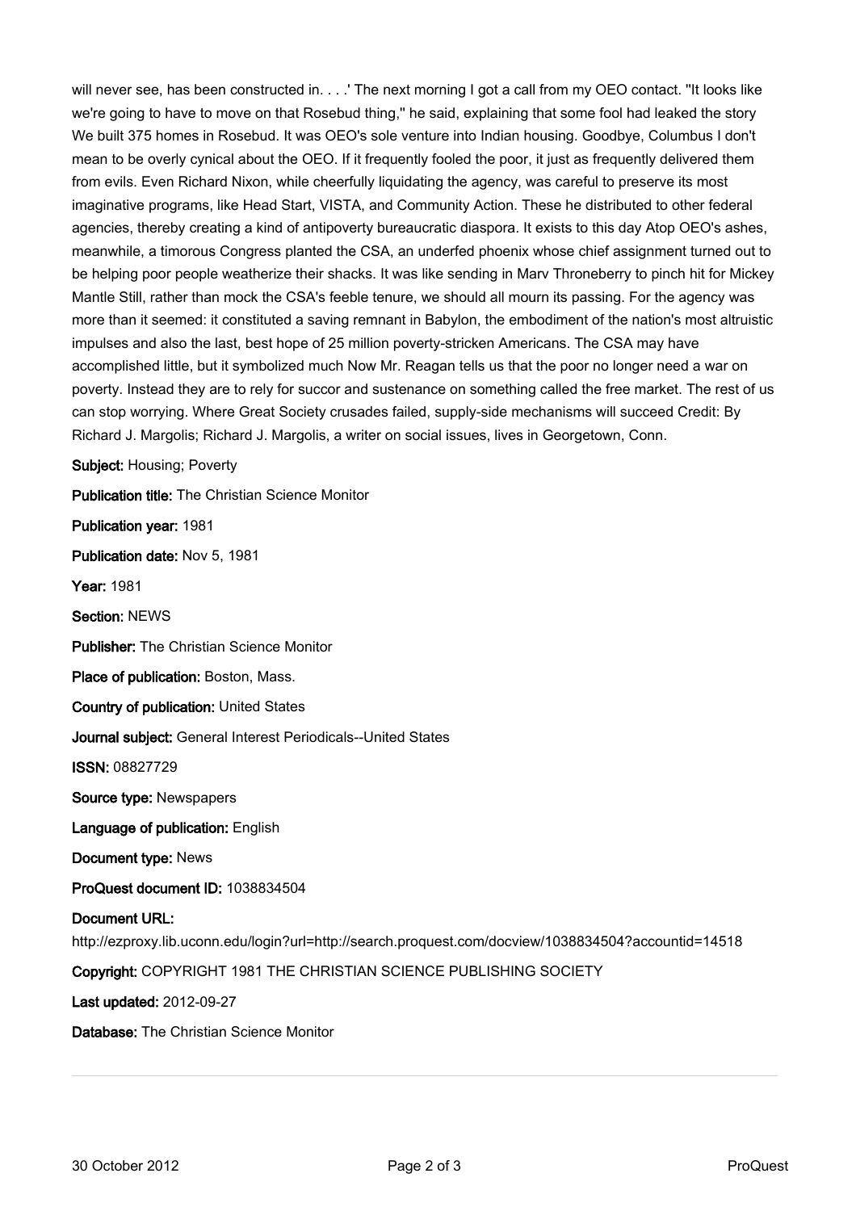will never see, has been constructed in. . . .' The next morning I got a call from my OEO contact. ''It looks like we're going to have to move on that Rosebud thing,'' he said, explaining that some fool had leaked the story We built 375 homes in Rosebud. It was OEO's sole venture into Indian housing. Goodbye, Columbus I don't mean to be overly cynical about the OEO. If it frequently fooled the poor, it just as frequently delivered them from evils. Even Richard Nixon, while cheerfully liquidating the agency, was careful to preserve its most imaginative programs, like Head Start, VISTA, and Community Action. These he distributed to other federal agencies, thereby creating a kind of antipoverty bureaucratic diaspora. It exists to this day Atop OEO's ashes, meanwhile, a timorous Congress planted the CSA, an underfed phoenix whose chief assignment turned out to be helping poor people weatherize their shacks. It was like sending in Marv Throneberry to pinch hit for Mickey Mantle Still, rather than mock the CSA's feeble tenure, we should all mourn its passing. For the agency was more than it seemed: it constituted a saving remnant in Babylon, the embodiment of the nation's most altruistic impulses and also the last, best hope of 25 million poverty-stricken Americans. The CSA may have accomplished little, but it symbolized much Now Mr. Reagan tells us that the poor no longer need a war on poverty. Instead they are to rely for succor and sustenance on something called the free market. The rest of us can stop worrying. Where Great Society crusades failed, supply-side mechanisms will succeed Credit: By Richard J. Margolis; Richard J. Margolis, a writer on social issues, lives in Georgetown, Conn.

**Subject:** Housing; Poverty

**Publication title:** The Christian Science Monitor

**Publication year:** 1981

**Publication date:** Nov 5, 1981

**Year:** 1981

**Section:** NEWS

**Publisher:** The Christian Science Monitor

**Place of publication:** Boston, Mass.

**Country of publication:** United States

**Journal subject:** General Interest Periodicals--United States

**ISSN:** 08827729

**Source type:** Newspapers

**Language of publication:** English

**Document type:** News

**ProQuest document ID:** 1038834504

**Document URL:** http://ezproxy.lib.uconn.edu/login?url=http://search.proquest.com/docview/1038834504?accountid=14518

**Copyright:** COPYRIGHT 1981 THE CHRISTIAN SCIENCE PUBLISHING SOCIETY

**Last updated:** 2012-09-27

**Database:** The Christian Science Monitor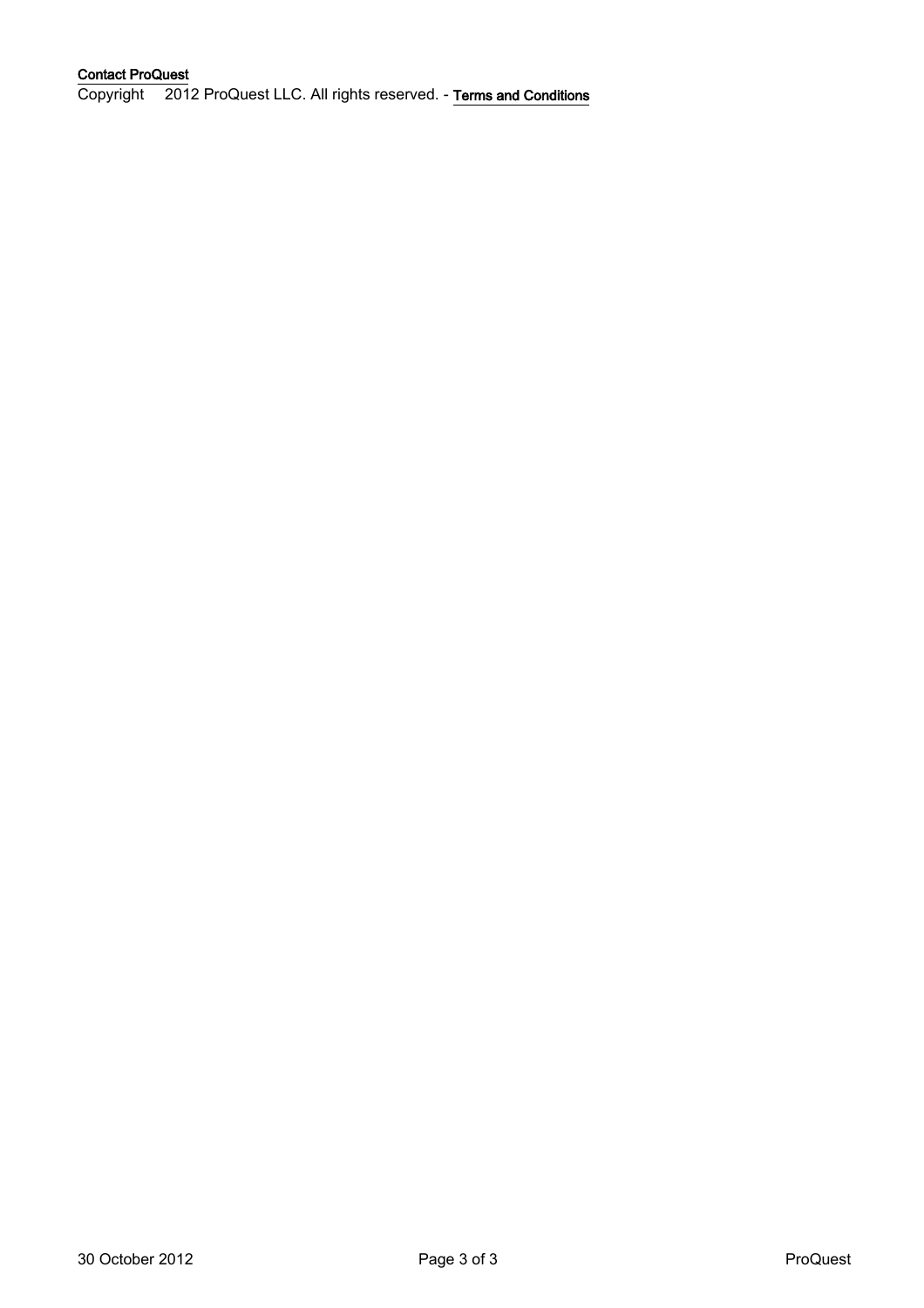Contact ProQuest

Copyright 2012 ProQuest LLC. All rights reserved. - Terms and Conditions